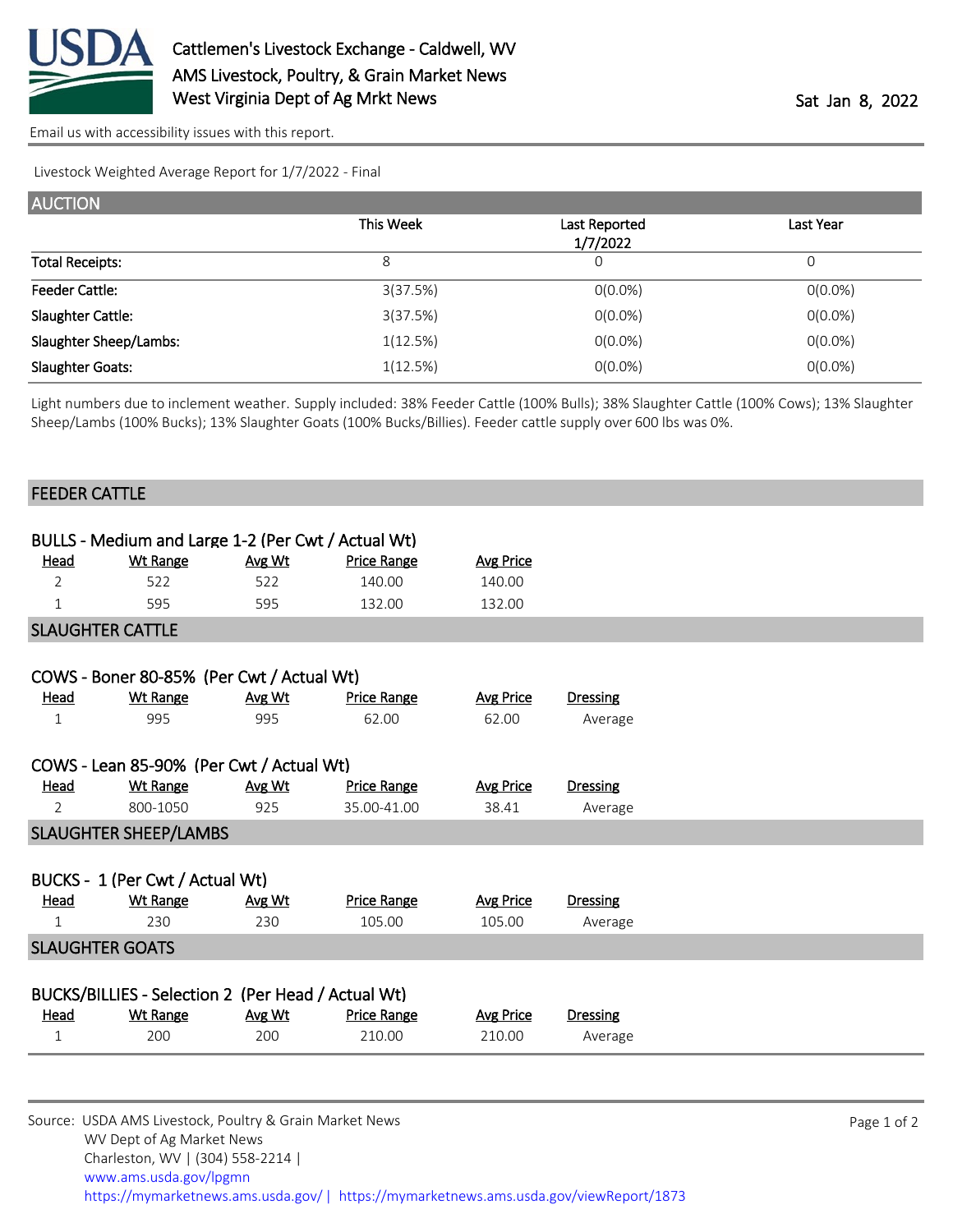# Cattlemen's Livestock Exchange - Caldwell, WV

AMS Livestock, Poultry, & Grain Market News

West Virginia Dept of Ag Mrkt News

Sat Jan 8, 2022

Email us with accessibility issues with this report.

Livestock Weighted Average Report for 1/7/2022 - Final

## AUCTION

| | This Week | Last Reported 1/7/2022 | Last Year |
|---|---|---|---|
| Total Receipts: | 8 | 0 | 0 |
| Feeder Cattle: | 3(37.5%) | 0(0.0%) | 0(0.0%) |
| Slaughter Cattle: | 3(37.5%) | 0(0.0%) | 0(0.0%) |
| Slaughter Sheep/Lambs: | 1(12.5%) | 0(0.0%) | 0(0.0%) |
| Slaughter Goats: | 1(12.5%) | 0(0.0%) | 0(0.0%) |

Light numbers due to inclement weather. Supply included: 38% Feeder Cattle (100% Bulls); 38% Slaughter Cattle (100% Cows); 13% Slaughter Sheep/Lambs (100% Bucks); 13% Slaughter Goats (100% Bucks/Billies). Feeder cattle supply over 600 lbs was 0%.

## FEEDER CATTLE

### BULLS - Medium and Large 1-2 (Per Cwt / Actual Wt)

| Head | Wt Range | Avg Wt | Price Range | Avg Price |
|---|---|---|---|---|
| 2 | 522 | 522 | 140.00 | 140.00 |
| 1 | 595 | 595 | 132.00 | 132.00 |

## SLAUGHTER CATTLE

### COWS - Boner 80-85% (Per Cwt / Actual Wt)

| Head | Wt Range | Avg Wt | Price Range | Avg Price | Dressing |
|---|---|---|---|---|---|
| 1 | 995 | 995 | 62.00 | 62.00 | Average |

### COWS - Lean 85-90% (Per Cwt / Actual Wt)

| Head | Wt Range | Avg Wt | Price Range | Avg Price | Dressing |
|---|---|---|---|---|---|
| 2 | 800-1050 | 925 | 35.00-41.00 | 38.41 | Average |

## SLAUGHTER SHEEP/LAMBS

### BUCKS - 1 (Per Cwt / Actual Wt)

| Head | Wt Range | Avg Wt | Price Range | Avg Price | Dressing |
|---|---|---|---|---|---|
| 1 | 230 | 230 | 105.00 | 105.00 | Average |

## SLAUGHTER GOATS

### BUCKS/BILLIES - Selection 2 (Per Head / Actual Wt)

| Head | Wt Range | Avg Wt | Price Range | Avg Price | Dressing |
|---|---|---|---|---|---|
| 1 | 200 | 200 | 210.00 | 210.00 | Average |

Source: USDA AMS Livestock, Poultry & Grain Market News
WV Dept of Ag Market News
Charleston, WV | (304) 558-2214 |
www.ams.usda.gov/lpgmn
https://mymarketnews.ams.usda.gov/ | https://mymarketnews.ams.usda.gov/viewReport/1873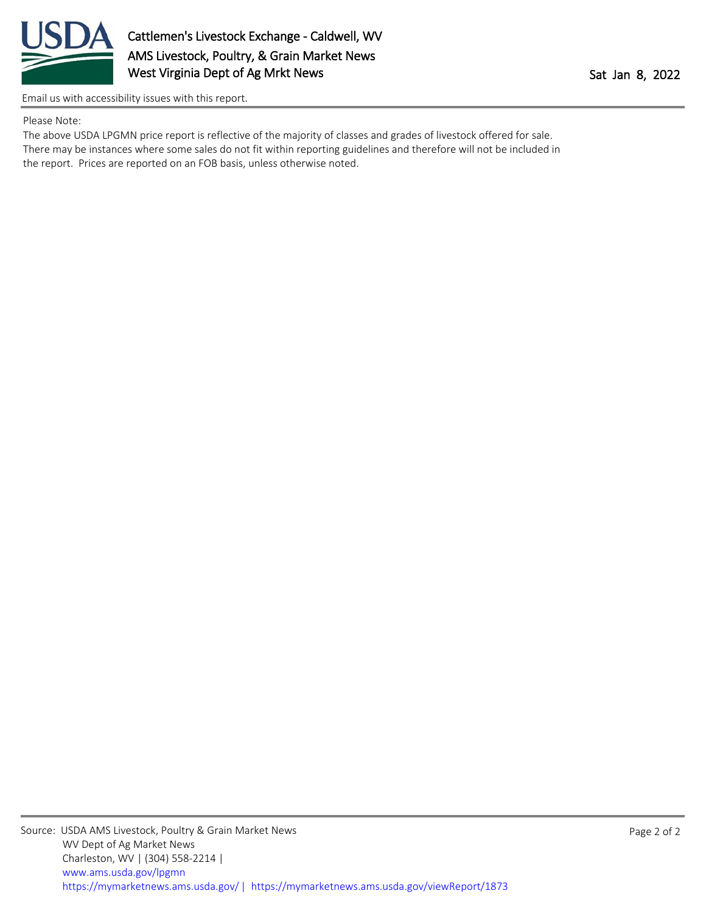Email us with accessibility issues with this report.

Please Note:

The above USDA LPGMN price report is reflective of the majority of classes and grades of livestock offered for sale. There may be instances where some sales do not fit within reporting guidelines and therefore will not be included in the report. Prices are reported on an FOB basis, unless otherwise noted.

Source: USDA AMS Livestock, Poultry & Grain Market News
WV Dept of Ag Market News
Charleston, WV | (304) 558-2214 |
www.ams.usda.gov/lpgmn
https://mymarketnews.ams.usda.gov/ | https://mymarketnews.ams.usda.gov/viewReport/1873